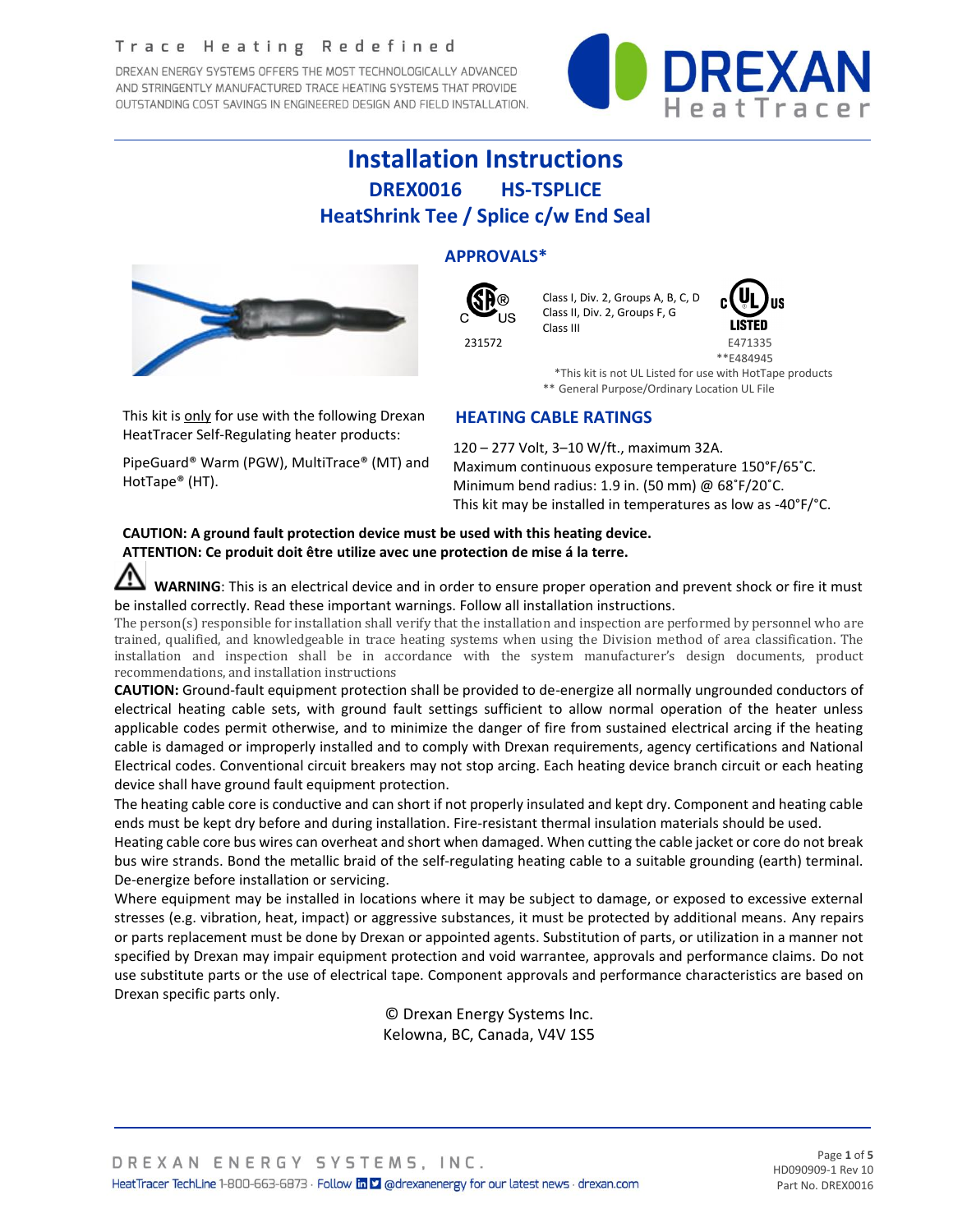Trace Heating Redefined

DREXAN ENERGY SYSTEMS OFFERS THE MOST TECHNOLOGICALLY ADVANCED AND STRINGENTLY MANUFACTURED TRACE HEATING SYSTEMS THAT PROVIDE OUTSTANDING COST SAVINGS IN ENGINEERED DESIGN AND FIELD INSTALLATION.

# Installation Instructions

## DREX0016 HS-TSPLICE

## HeatShrink Tee / Splice c/w End Seal

### APPROVALS*

CSA C US 231572

Class I, Div. 2, Groups A, B, C, D
Class II, Div. 2, Groups F, G
Class III

c UL US LISTED E471335
**E484945

*This kit is not UL Listed for use with HotTape products
** General Purpose/Ordinary Location UL File

This kit is only for use with the following Drexan HeatTracer Self-Regulating heater products:

PipeGuard® Warm (PGW), MultiTrace® (MT) and HotTape® (HT).

### HEATING CABLE RATINGS

120 – 277 Volt, 3–10 W/ft., maximum 32A.
Maximum continuous exposure temperature 150˚F/65˚C.
Minimum bend radius: 1.9 in. (50 mm) @ 68˚F/20˚C.
This kit may be installed in temperatures as low as -40°F/°C.

**CAUTION: A ground fault protection device must be used with this heating device.**
**ATTENTION: Ce produit doit être utilize avec une protection de mise á la terre.**

**WARNING**: This is an electrical device and in order to ensure proper operation and prevent shock or fire it must be installed correctly. Read these important warnings. Follow all installation instructions.

The person(s) responsible for installation shall verify that the installation and inspection are performed by personnel who are trained, qualified, and knowledgeable in trace heating systems when using the Division method of area classification. The installation and inspection shall be in accordance with the system manufacturer's design documents, product recommendations, and installation instructions

**CAUTION:** Ground-fault equipment protection shall be provided to de-energize all normally ungrounded conductors of electrical heating cable sets, with ground fault settings sufficient to allow normal operation of the heater unless applicable codes permit otherwise, and to minimize the danger of fire from sustained electrical arcing if the heating cable is damaged or improperly installed and to comply with Drexan requirements, agency certifications and National Electrical codes. Conventional circuit breakers may not stop arcing. Each heating device branch circuit or each heating device shall have ground fault equipment protection.

The heating cable core is conductive and can short if not properly insulated and kept dry. Component and heating cable ends must be kept dry before and during installation. Fire-resistant thermal insulation materials should be used.

Heating cable core bus wires can overheat and short when damaged. When cutting the cable jacket or core do not break bus wire strands. Bond the metallic braid of the self-regulating heating cable to a suitable grounding (earth) terminal. De-energize before installation or servicing.

Where equipment may be installed in locations where it may be subject to damage, or exposed to excessive external stresses (e.g. vibration, heat, impact) or aggressive substances, it must be protected by additional means. Any repairs or parts replacement must be done by Drexan or appointed agents. Substitution of parts, or utilization in a manner not specified by Drexan may impair equipment protection and void warrantee, approvals and performance claims. Do not use substitute parts or the use of electrical tape. Component approvals and performance characteristics are based on Drexan specific parts only.

© Drexan Energy Systems Inc.
Kelowna, BC, Canada, V4V 1S5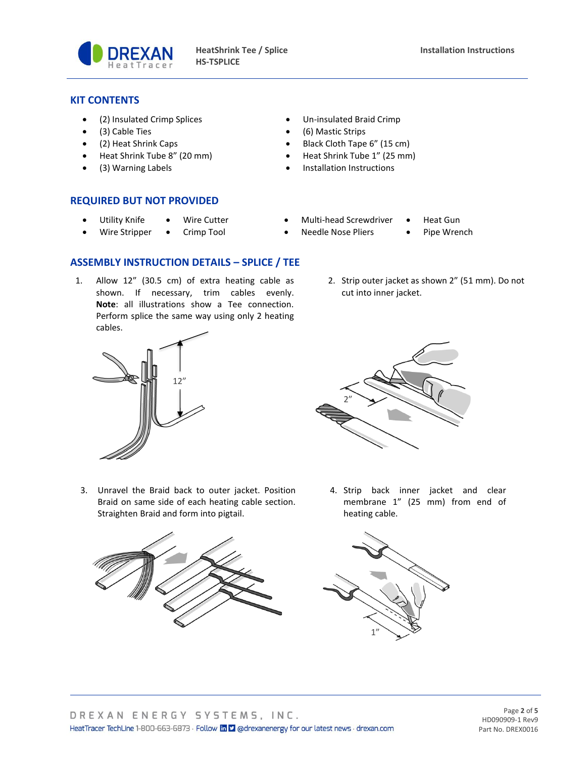## KIT CONTENTS

- (2) Insulated Crimp Splices
- (3) Cable Ties
- (2) Heat Shrink Caps
- Heat Shrink Tube 8" (20 mm)
- (3) Warning Labels
- Un-insulated Braid Crimp
- (6) Mastic Strips
- Black Cloth Tape 6" (15 cm)
- Heat Shrink Tube 1" (25 mm)
- Installation Instructions

## REQUIRED BUT NOT PROVIDED

- Utility Knife
- Wire Stripper
- Wire Cutter
- Crimp Tool
- Multi-head Screwdriver
- Needle Nose Pliers
- Heat Gun
- Pipe Wrench

## ASSEMBLY INSTRUCTION DETAILS – SPLICE / TEE

1. Allow 12" (30.5 cm) of extra heating cable as shown. If necessary, trim cables evenly. **Note**: all illustrations show a Tee connection. Perform splice the same way using only 2 heating cables.

12"

2. Strip outer jacket as shown 2" (51 mm). Do not cut into inner jacket.

2"

3. Unravel the Braid back to outer jacket. Position Braid on same side of each heating cable section. Straighten Braid and form into pigtail.

4. Strip back inner jacket and clear membrane 1" (25 mm) from end of heating cable.

1"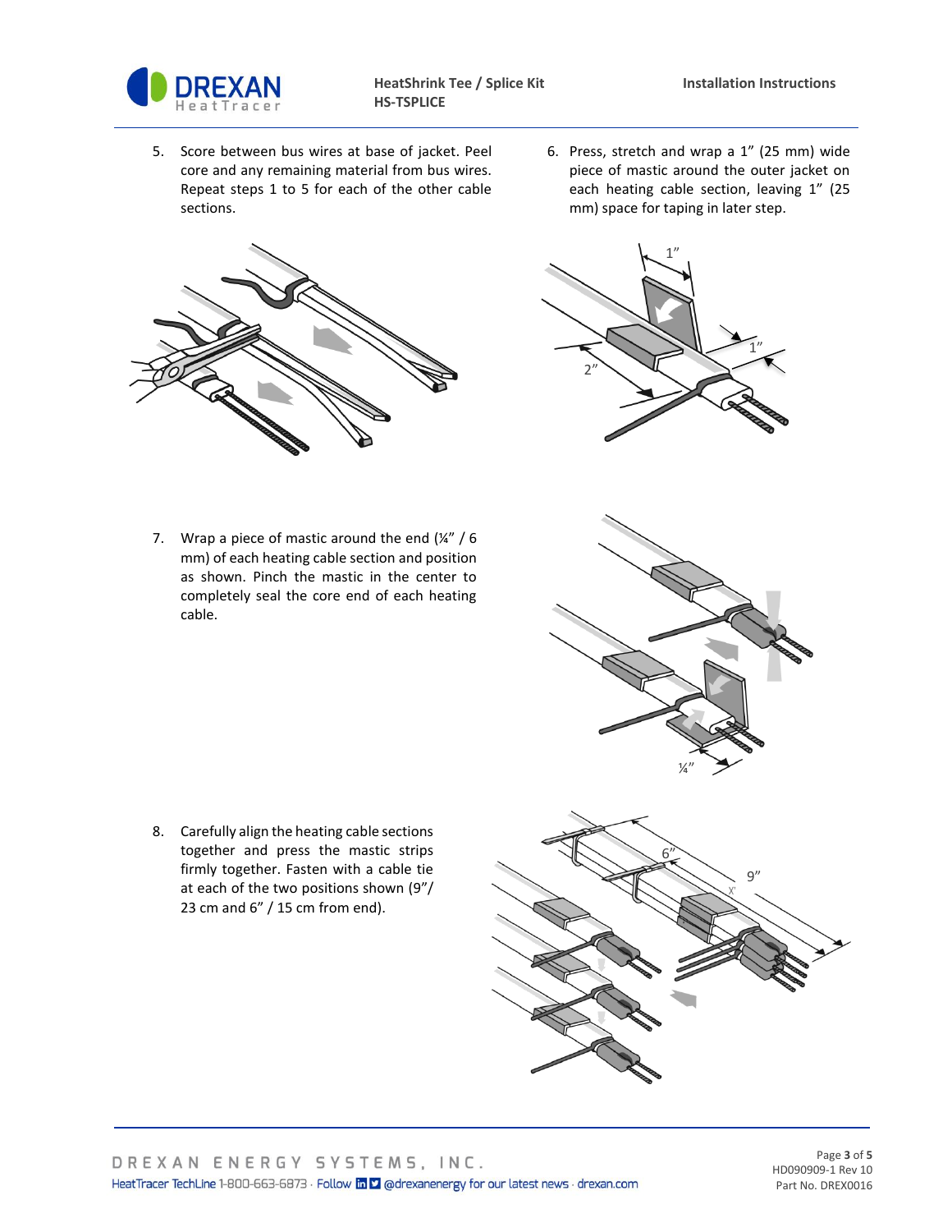5. Score between bus wires at base of jacket. Peel core and any remaining material from bus wires. Repeat steps 1 to 5 for each of the other cable sections.

6. Press, stretch and wrap a 1" (25 mm) wide piece of mastic around the outer jacket on each heating cable section, leaving 1" (25 mm) space for taping in later step.

7. Wrap a piece of mastic around the end (¼" / 6 mm) of each heating cable section and position as shown. Pinch the mastic in the center to completely seal the core end of each heating cable.

8. Carefully align the heating cable sections together and press the mastic strips firmly together. Fasten with a cable tie at each of the two positions shown (9"/ 23 cm and 6" / 15 cm from end).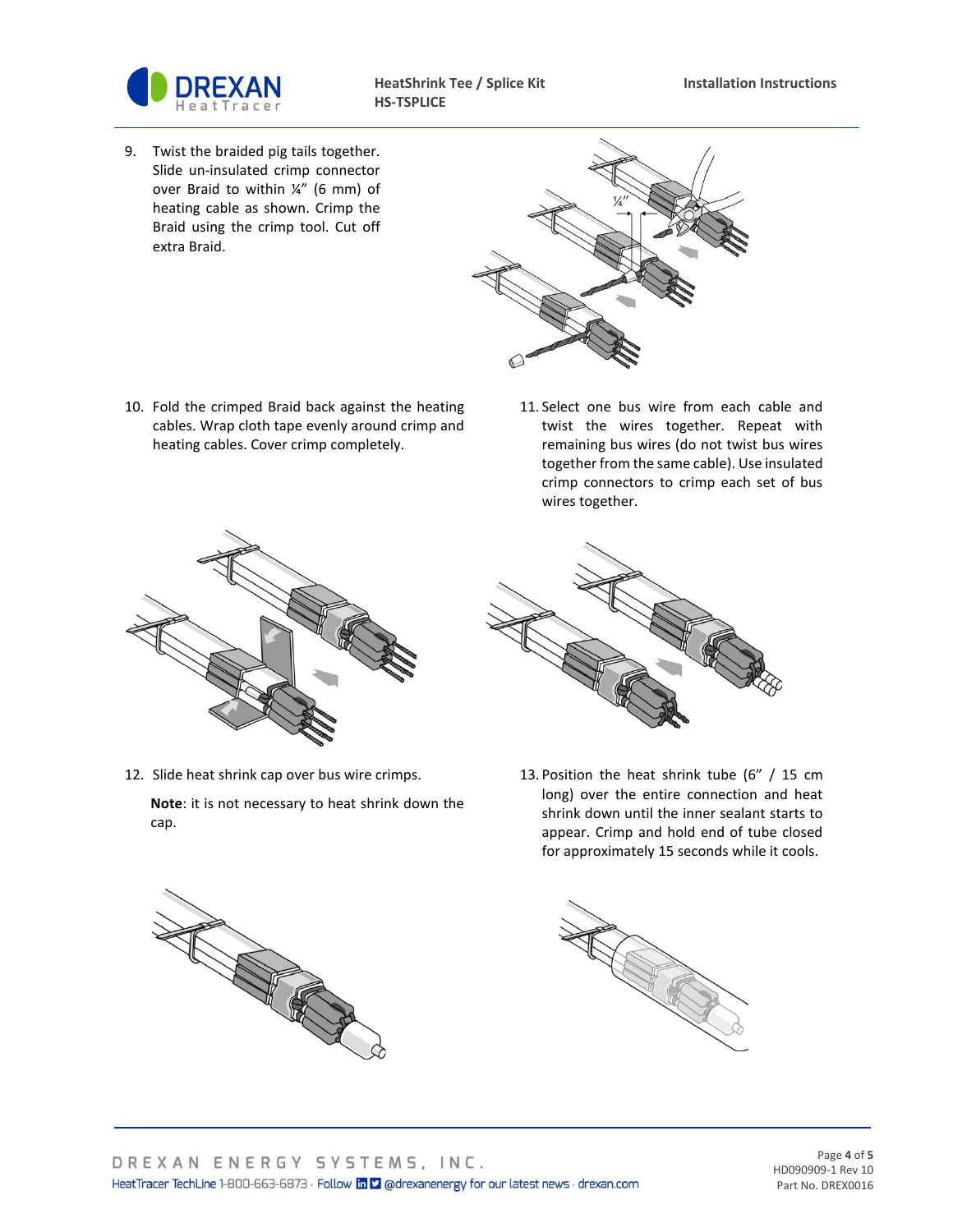9. Twist the braided pig tails together. Slide un-insulated crimp connector over Braid to within ¼" (6 mm) of heating cable as shown. Crimp the Braid using the crimp tool. Cut off extra Braid.

10. Fold the crimped Braid back against the heating cables. Wrap cloth tape evenly around crimp and heating cables. Cover crimp completely.

11. Select one bus wire from each cable and twist the wires together. Repeat with remaining bus wires (do not twist bus wires together from the same cable). Use insulated crimp connectors to crimp each set of bus wires together.

12. Slide heat shrink cap over bus wire crimps.

    **Note**: it is not necessary to heat shrink down the cap.

13. Position the heat shrink tube (6" / 15 cm long) over the entire connection and heat shrink down until the inner sealant starts to appear. Crimp and hold end of tube closed for approximately 15 seconds while it cools.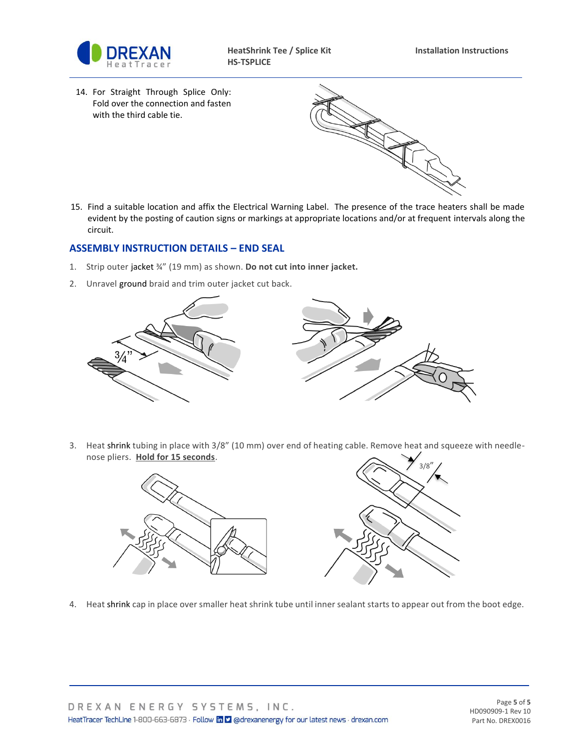14. For Straight Through Splice Only: Fold over the connection and fasten with the third cable tie.

15. Find a suitable location and affix the Electrical Warning Label. The presence of the trace heaters shall be made evident by the posting of caution signs or markings at appropriate locations and/or at frequent intervals along the circuit.

## ASSEMBLY INSTRUCTION DETAILS – END SEAL

1. Strip outer jacket ¾" (19 mm) as shown. **Do not cut into inner jacket.**
2. Unravel ground braid and trim outer jacket cut back.

3/4"

3. Heat shrink tubing in place with 3/8" (10 mm) over end of heating cable. Remove heat and squeeze with needle-nose pliers. **Hold for 15 seconds**.

3/8"

4. Heat shrink cap in place over smaller heat shrink tube until inner sealant starts to appear out from the boot edge.